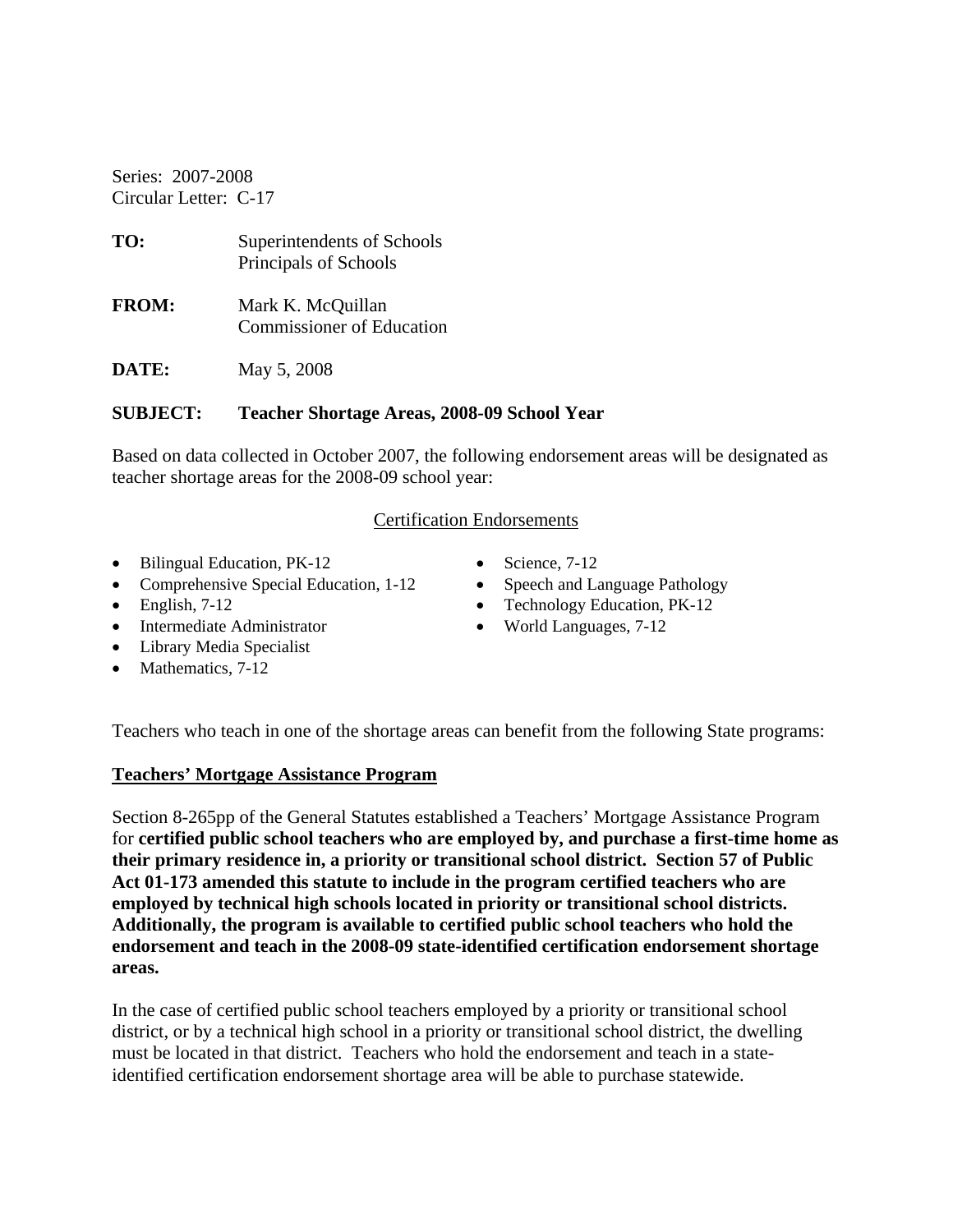Series: 2007-2008
Circular Letter: C-17

**TO:** Superintendents of Schools
Principals of Schools

**FROM:** Mark K. McQuillan
Commissioner of Education

**DATE:** May 5, 2008

**SUBJECT: Teacher Shortage Areas, 2008-09 School Year**

Based on data collected in October 2007, the following endorsement areas will be designated as teacher shortage areas for the 2008-09 school year:

<u>Certification Endorsements</u>

- Bilingual Education, PK-12
- Comprehensive Special Education, 1-12
- English, 7-12
- Intermediate Administrator
- Library Media Specialist
- Mathematics, 7-12
- Science, 7-12
- Speech and Language Pathology
- Technology Education, PK-12
- World Languages, 7-12

Teachers who teach in one of the shortage areas can benefit from the following State programs:

**<u>Teachers' Mortgage Assistance Program</u>**

Section 8-265pp of the General Statutes established a Teachers' Mortgage Assistance Program for **certified public school teachers who are employed by, and purchase a first-time home as their primary residence in, a priority or transitional school district. Section 57 of Public Act 01-173 amended this statute to include in the program certified teachers who are employed by technical high schools located in priority or transitional school districts. Additionally, the program is available to certified public school teachers who hold the endorsement and teach in the 2008-09 state-identified certification endorsement shortage areas.**

In the case of certified public school teachers employed by a priority or transitional school district, or by a technical high school in a priority or transitional school district, the dwelling must be located in that district. Teachers who hold the endorsement and teach in a state-identified certification endorsement shortage area will be able to purchase statewide.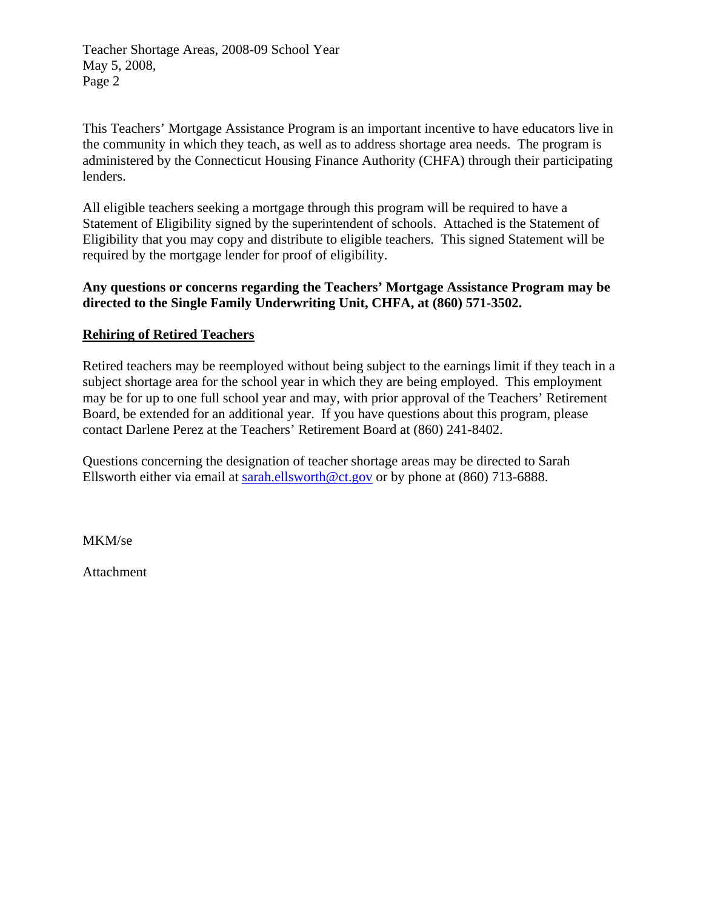This Teachers' Mortgage Assistance Program is an important incentive to have educators live in the community in which they teach, as well as to address shortage area needs. The program is administered by the Connecticut Housing Finance Authority (CHFA) through their participating lenders.

All eligible teachers seeking a mortgage through this program will be required to have a Statement of Eligibility signed by the superintendent of schools. Attached is the Statement of Eligibility that you may copy and distribute to eligible teachers. This signed Statement will be required by the mortgage lender for proof of eligibility.

**Any questions or concerns regarding the Teachers' Mortgage Assistance Program may be directed to the Single Family Underwriting Unit, CHFA, at (860) 571-3502.**

## Rehiring of Retired Teachers

Retired teachers may be reemployed without being subject to the earnings limit if they teach in a subject shortage area for the school year in which they are being employed. This employment may be for up to one full school year and may, with prior approval of the Teachers' Retirement Board, be extended for an additional year. If you have questions about this program, please contact Darlene Perez at the Teachers' Retirement Board at (860) 241-8402.

Questions concerning the designation of teacher shortage areas may be directed to Sarah Ellsworth either via email at sarah.ellsworth@ct.gov or by phone at (860) 713-6888.

MKM/se

Attachment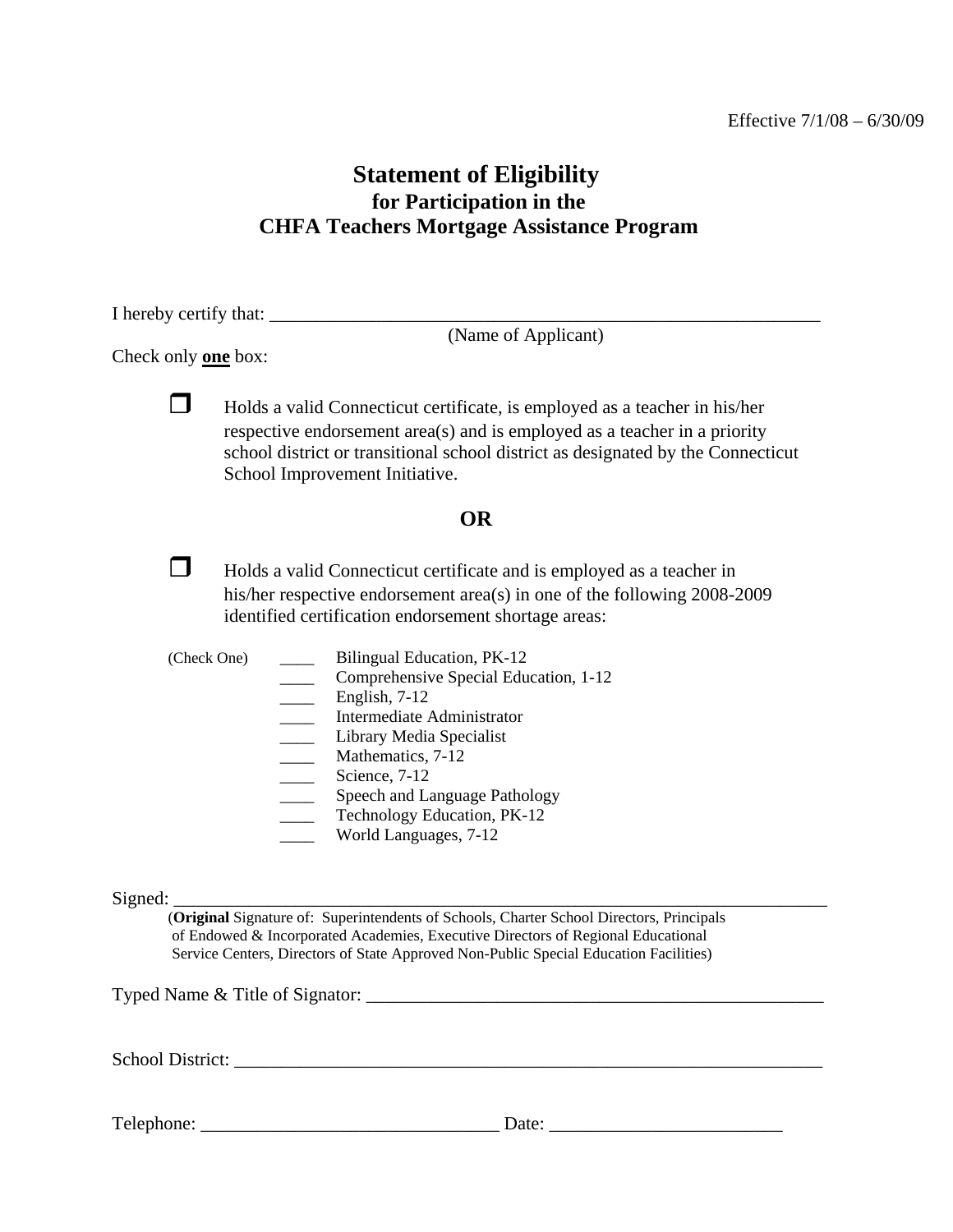Effective 7/1/08 – 6/30/09

# Statement of Eligibility
## for Participation in the
## CHFA Teachers Mortgage Assistance Program

I hereby certify that: ______________________________________________________________
(Name of Applicant)

Check only **one** box:

❐ Holds a valid Connecticut certificate, is employed as a teacher in his/her respective endorsement area(s) and is employed as a teacher in a priority school district or transitional school district as designated by the Connecticut School Improvement Initiative.

**OR**

❐ Holds a valid Connecticut certificate and is employed as a teacher in his/her respective endorsement area(s) in one of the following 2008-2009 identified certification endorsement shortage areas:

(Check One)

____ Bilingual Education, PK-12
____ Comprehensive Special Education, 1-12
____ English, 7-12
____ Intermediate Administrator
____ Library Media Specialist
____ Mathematics, 7-12
____ Science, 7-12
____ Speech and Language Pathology
____ Technology Education, PK-12
____ World Languages, 7-12

Signed: ________________________________________________________________________
(**Original** Signature of: Superintendents of Schools, Charter School Directors, Principals of Endowed & Incorporated Academies, Executive Directors of Regional Educational Service Centers, Directors of State Approved Non-Public Special Education Facilities)

Typed Name & Title of Signator: ___________________________________________________

School District: _________________________________________________________________

Telephone: _______________________________ Date: _________________________